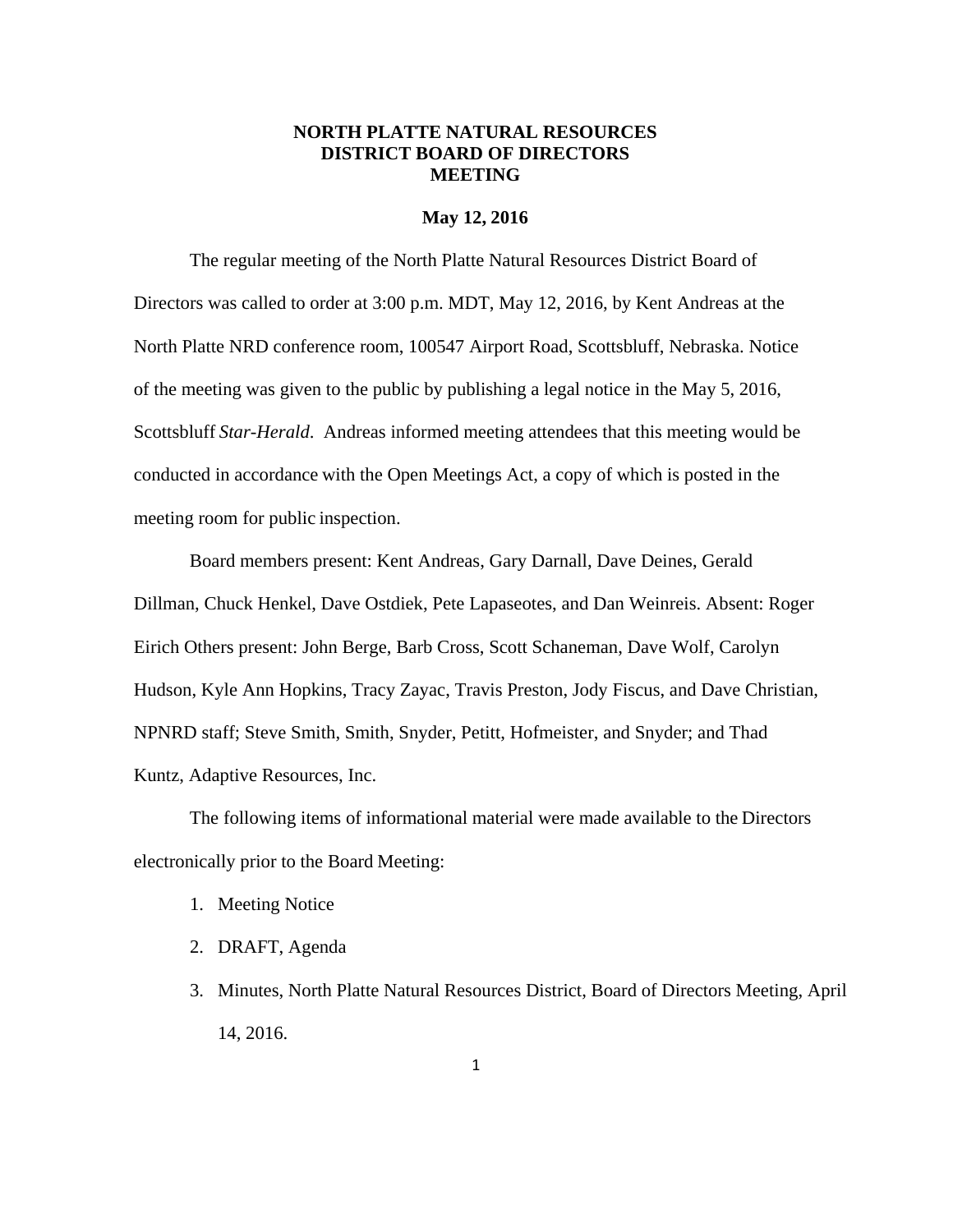# NORTH PLATTE NATURAL RESOURCES DISTRICT BOARD OF DIRECTORS MEETING

**May 12, 2016**

The regular meeting of the North Platte Natural Resources District Board of Directors was called to order at 3:00 p.m. MDT, May 12, 2016, by Kent Andreas at the North Platte NRD conference room, 100547 Airport Road, Scottsbluff, Nebraska. Notice of the meeting was given to the public by publishing a legal notice in the May 5, 2016, Scottsbluff *Star-Herald*. Andreas informed meeting attendees that this meeting would be conducted in accordance with the Open Meetings Act, a copy of which is posted in the meeting room for public inspection.

Board members present: Kent Andreas, Gary Darnall, Dave Deines, Gerald Dillman, Chuck Henkel, Dave Ostdiek, Pete Lapaseotes, and Dan Weinreis. Absent: Roger Eirich Others present: John Berge, Barb Cross, Scott Schaneman, Dave Wolf, Carolyn Hudson, Kyle Ann Hopkins, Tracy Zayac, Travis Preston, Jody Fiscus, and Dave Christian, NPNRD staff; Steve Smith, Smith, Snyder, Petitt, Hofmeister, and Snyder; and Thad Kuntz, Adaptive Resources, Inc.

The following items of informational material were made available to the Directors electronically prior to the Board Meeting:

1. Meeting Notice
2. DRAFT, Agenda
3. Minutes, North Platte Natural Resources District, Board of Directors Meeting, April 14, 2016.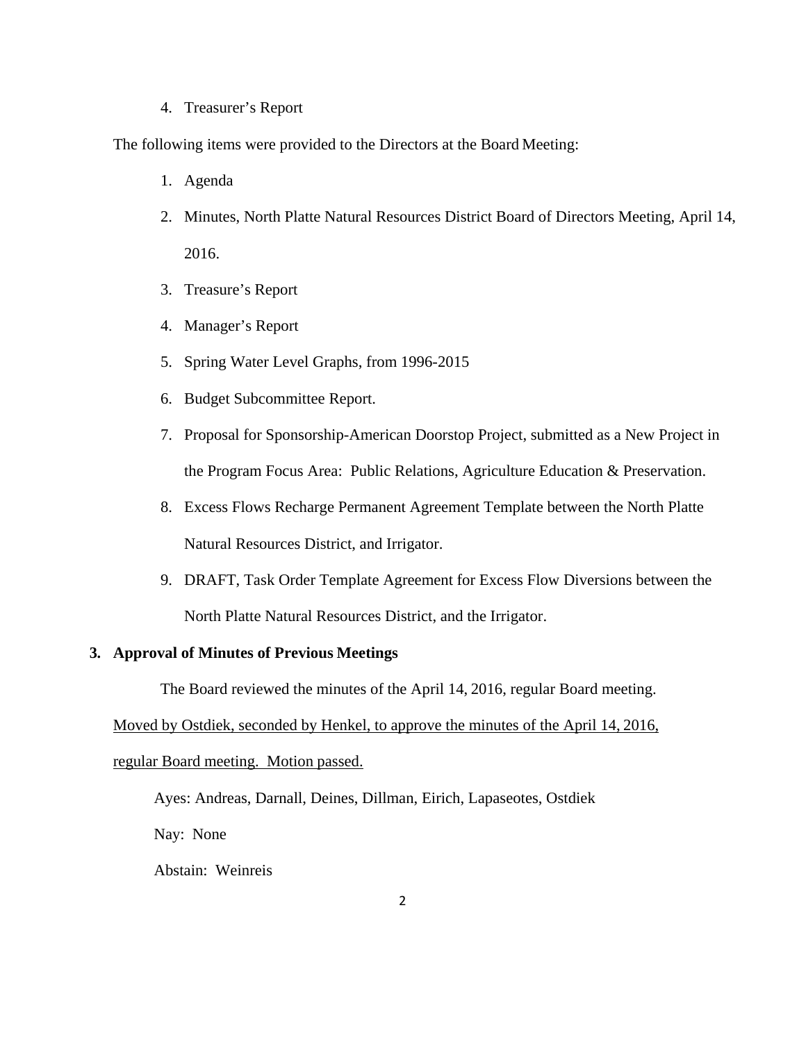4. Treasurer's Report

The following items were provided to the Directors at the Board Meeting:

1. Agenda
2. Minutes, North Platte Natural Resources District Board of Directors Meeting, April 14, 2016.
3. Treasure's Report
4. Manager's Report
5. Spring Water Level Graphs, from 1996-2015
6. Budget Subcommittee Report.
7. Proposal for Sponsorship-American Doorstop Project, submitted as a New Project in the Program Focus Area: Public Relations, Agriculture Education & Preservation.
8. Excess Flows Recharge Permanent Agreement Template between the North Platte Natural Resources District, and Irrigator.
9. DRAFT, Task Order Template Agreement for Excess Flow Diversions between the North Platte Natural Resources District, and the Irrigator.

**3. Approval of Minutes of Previous Meetings**

The Board reviewed the minutes of the April 14, 2016, regular Board meeting.

<u>Moved by Ostdiek, seconded by Henkel, to approve the minutes of the April 14, 2016, regular Board meeting. Motion passed.</u>

Ayes: Andreas, Darnall, Deines, Dillman, Eirich, Lapaseotes, Ostdiek

Nay: None

Abstain: Weinreis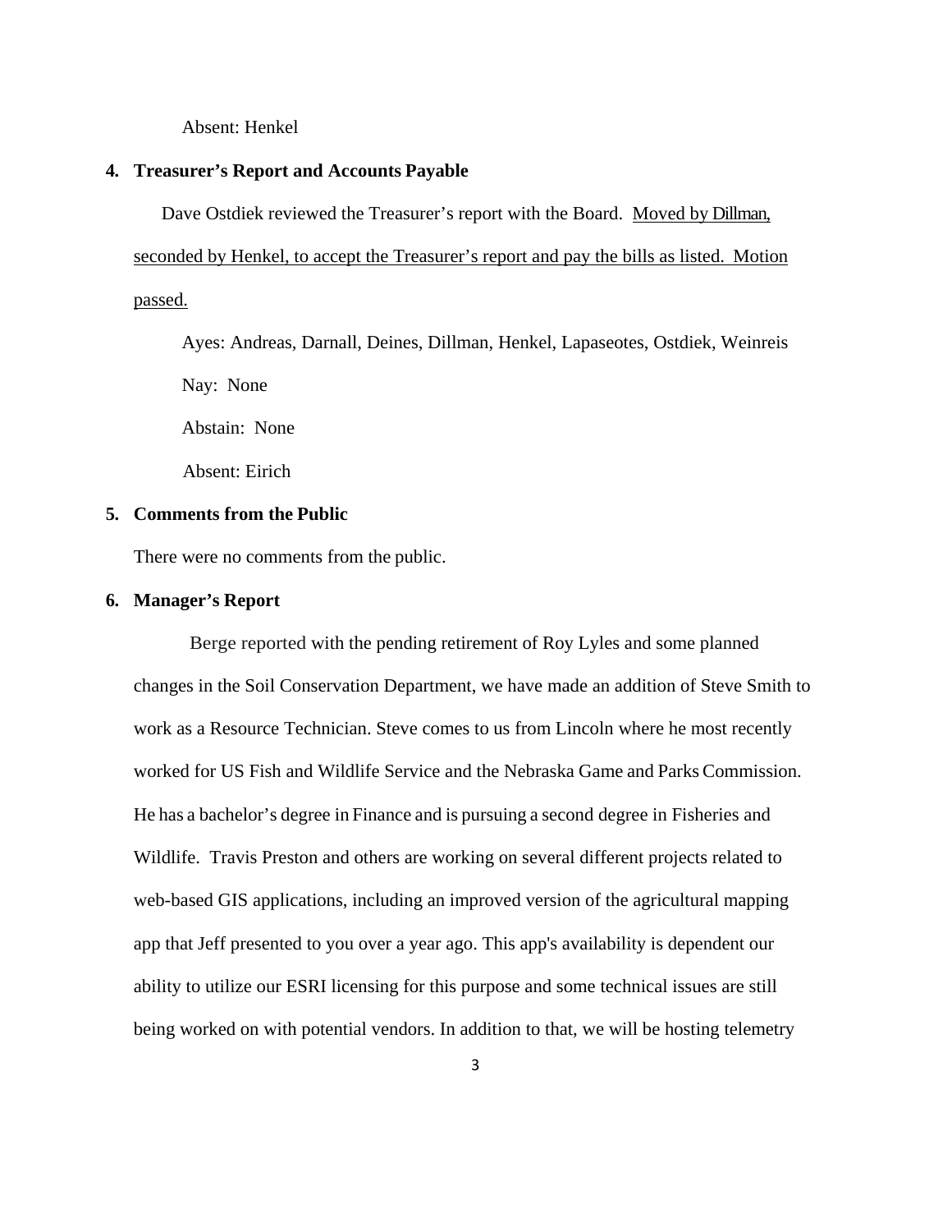Absent: Henkel

**4. Treasurer's Report and Accounts Payable**

Dave Ostdiek reviewed the Treasurer's report with the Board. Moved by Dillman, seconded by Henkel, to accept the Treasurer's report and pay the bills as listed. Motion passed.

Ayes: Andreas, Darnall, Deines, Dillman, Henkel, Lapaseotes, Ostdiek, Weinreis

Nay: None

Abstain: None

Absent: Eirich

**5. Comments from the Public**

There were no comments from the public.

**6. Manager's Report**

Berge reported with the pending retirement of Roy Lyles and some planned changes in the Soil Conservation Department, we have made an addition of Steve Smith to work as a Resource Technician. Steve comes to us from Lincoln where he most recently worked for US Fish and Wildlife Service and the Nebraska Game and Parks Commission. He has a bachelor's degree in Finance and is pursuing a second degree in Fisheries and Wildlife. Travis Preston and others are working on several different projects related to web-based GIS applications, including an improved version of the agricultural mapping app that Jeff presented to you over a year ago. This app's availability is dependent our ability to utilize our ESRI licensing for this purpose and some technical issues are still being worked on with potential vendors. In addition to that, we will be hosting telemetry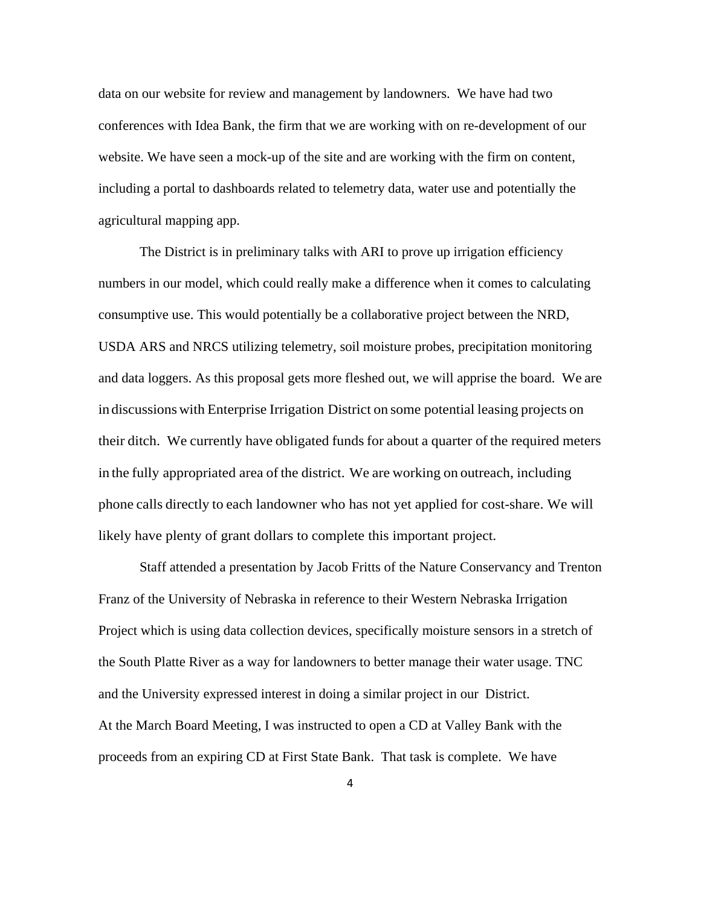data on our website for review and management by landowners. We have had two conferences with Idea Bank, the firm that we are working with on re-development of our website. We have seen a mock-up of the site and are working with the firm on content, including a portal to dashboards related to telemetry data, water use and potentially the agricultural mapping app.

The District is in preliminary talks with ARI to prove up irrigation efficiency numbers in our model, which could really make a difference when it comes to calculating consumptive use. This would potentially be a collaborative project between the NRD, USDA ARS and NRCS utilizing telemetry, soil moisture probes, precipitation monitoring and data loggers. As this proposal gets more fleshed out, we will apprise the board. We are in discussions with Enterprise Irrigation District on some potential leasing projects on their ditch. We currently have obligated funds for about a quarter of the required meters in the fully appropriated area of the district. We are working on outreach, including phone calls directly to each landowner who has not yet applied for cost-share. We will likely have plenty of grant dollars to complete this important project.

Staff attended a presentation by Jacob Fritts of the Nature Conservancy and Trenton Franz of the University of Nebraska in reference to their Western Nebraska Irrigation Project which is using data collection devices, specifically moisture sensors in a stretch of the South Platte River as a way for landowners to better manage their water usage. TNC and the University expressed interest in doing a similar project in our District.

At the March Board Meeting, I was instructed to open a CD at Valley Bank with the proceeds from an expiring CD at First State Bank. That task is complete. We have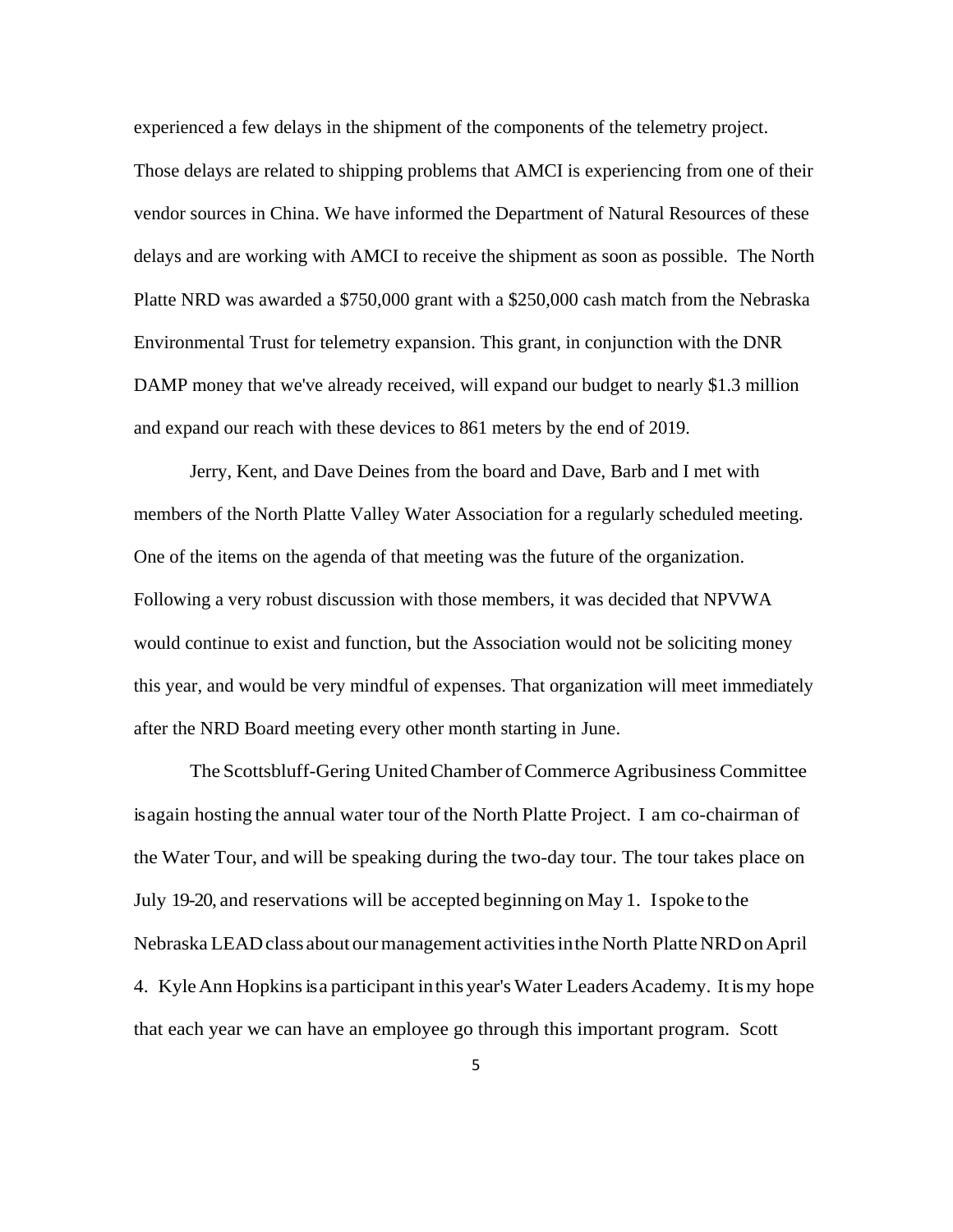experienced a few delays in the shipment of the components of the telemetry project. Those delays are related to shipping problems that AMCI is experiencing from one of their vendor sources in China. We have informed the Department of Natural Resources of these delays and are working with AMCI to receive the shipment as soon as possible. The North Platte NRD was awarded a $750,000 grant with a $250,000 cash match from the Nebraska Environmental Trust for telemetry expansion. This grant, in conjunction with the DNR DAMP money that we've already received, will expand our budget to nearly $1.3 million and expand our reach with these devices to 861 meters by the end of 2019.

Jerry, Kent, and Dave Deines from the board and Dave, Barb and I met with members of the North Platte Valley Water Association for a regularly scheduled meeting. One of the items on the agenda of that meeting was the future of the organization. Following a very robust discussion with those members, it was decided that NPVWA would continue to exist and function, but the Association would not be soliciting money this year, and would be very mindful of expenses. That organization will meet immediately after the NRD Board meeting every other month starting in June.

The Scottsbluff-Gering United Chamber of Commerce Agribusiness Committee is again hosting the annual water tour of the North Platte Project. I am co-chairman of the Water Tour, and will be speaking during the two-day tour. The tour takes place on July 19-20, and reservations will be accepted beginning on May 1. I spoke to the Nebraska LEAD class about our management activities in the North Platte NRD on April 4. Kyle Ann Hopkins is a participant in this year's Water Leaders Academy. It is my hope that each year we can have an employee go through this important program. Scott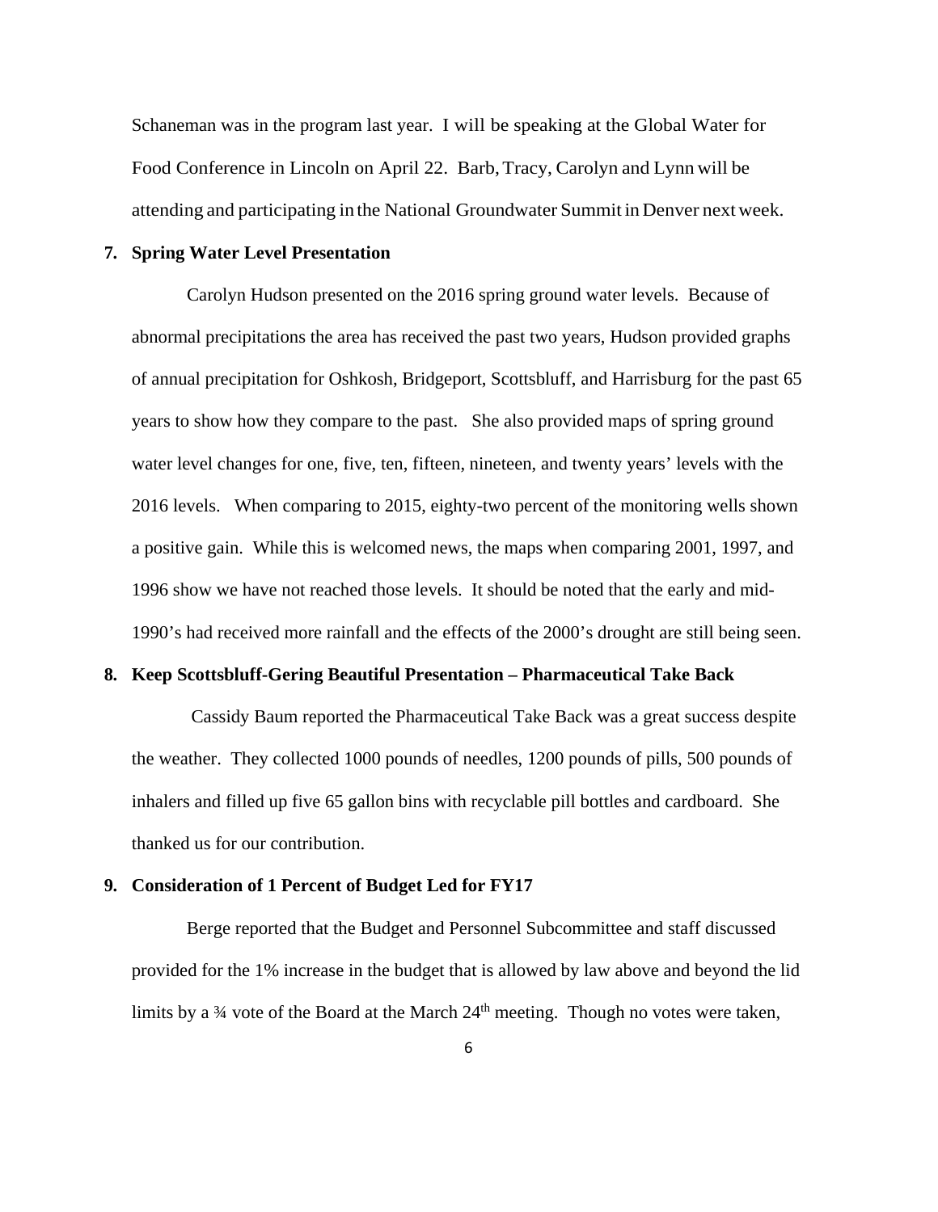Schaneman was in the program last year. I will be speaking at the Global Water for Food Conference in Lincoln on April 22. Barb, Tracy, Carolyn and Lynn will be attending and participating in the National Groundwater Summit in Denver next week.

**7. Spring Water Level Presentation**

Carolyn Hudson presented on the 2016 spring ground water levels. Because of abnormal precipitations the area has received the past two years, Hudson provided graphs of annual precipitation for Oshkosh, Bridgeport, Scottsbluff, and Harrisburg for the past 65 years to show how they compare to the past. She also provided maps of spring ground water level changes for one, five, ten, fifteen, nineteen, and twenty years' levels with the 2016 levels. When comparing to 2015, eighty-two percent of the monitoring wells shown a positive gain. While this is welcomed news, the maps when comparing 2001, 1997, and 1996 show we have not reached those levels. It should be noted that the early and mid-1990's had received more rainfall and the effects of the 2000's drought are still being seen.

**8. Keep Scottsbluff-Gering Beautiful Presentation – Pharmaceutical Take Back**

Cassidy Baum reported the Pharmaceutical Take Back was a great success despite the weather. They collected 1000 pounds of needles, 1200 pounds of pills, 500 pounds of inhalers and filled up five 65 gallon bins with recyclable pill bottles and cardboard. She thanked us for our contribution.

**9. Consideration of 1 Percent of Budget Led for FY17**

Berge reported that the Budget and Personnel Subcommittee and staff discussed provided for the 1% increase in the budget that is allowed by law above and beyond the lid limits by a ¾ vote of the Board at the March 24th meeting. Though no votes were taken,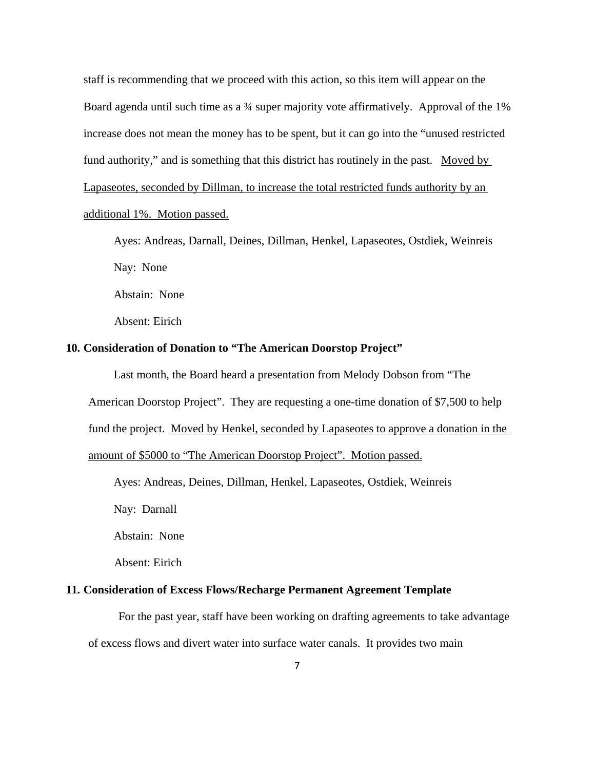staff is recommending that we proceed with this action, so this item will appear on the Board agenda until such time as a ¾ super majority vote affirmatively. Approval of the 1% increase does not mean the money has to be spent, but it can go into the "unused restricted fund authority," and is something that this district has routinely in the past. <u>Moved by Lapaseotes, seconded by Dillman, to increase the total restricted funds authority by an additional 1%. Motion passed.</u>

Ayes: Andreas, Darnall, Deines, Dillman, Henkel, Lapaseotes, Ostdiek, Weinreis

Nay: None

Abstain: None

Absent: Eirich

**10. Consideration of Donation to "The American Doorstop Project"**

Last month, the Board heard a presentation from Melody Dobson from "The American Doorstop Project". They are requesting a one-time donation of $7,500 to help fund the project. <u>Moved by Henkel, seconded by Lapaseotes to approve a donation in the amount of $5000 to "The American Doorstop Project". Motion passed.</u>

Ayes: Andreas, Deines, Dillman, Henkel, Lapaseotes, Ostdiek, Weinreis

Nay: Darnall

Abstain: None

Absent: Eirich

**11. Consideration of Excess Flows/Recharge Permanent Agreement Template**

For the past year, staff have been working on drafting agreements to take advantage of excess flows and divert water into surface water canals. It provides two main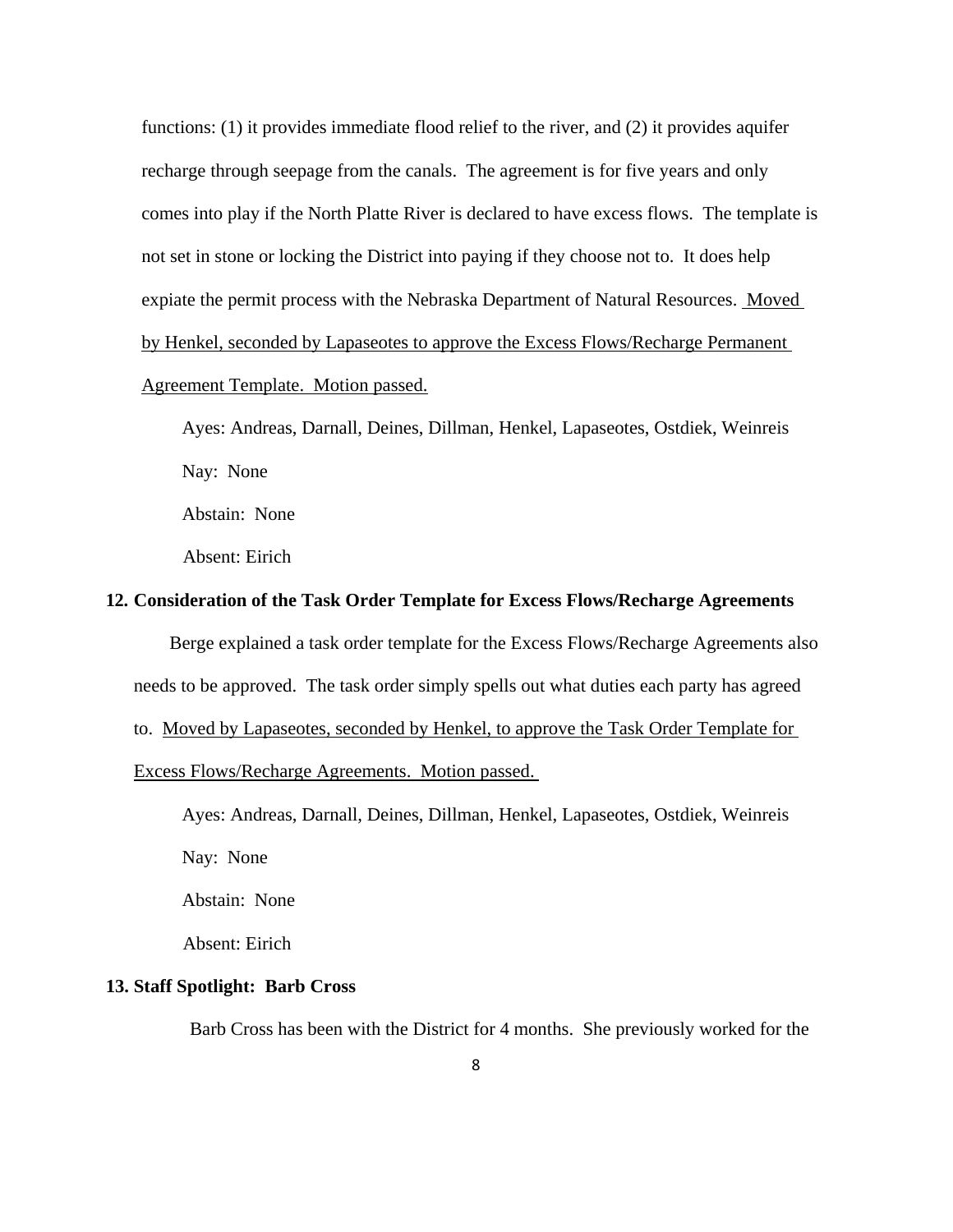functions: (1) it provides immediate flood relief to the river, and (2) it provides aquifer recharge through seepage from the canals. The agreement is for five years and only comes into play if the North Platte River is declared to have excess flows. The template is not set in stone or locking the District into paying if they choose not to. It does help expiate the permit process with the Nebraska Department of Natural Resources. <u>Moved by Henkel, seconded by Lapaseotes to approve the Excess Flows/Recharge Permanent Agreement Template. Motion passed.</u>

Ayes: Andreas, Darnall, Deines, Dillman, Henkel, Lapaseotes, Ostdiek, Weinreis

Nay: None

Abstain: None

Absent: Eirich

**12. Consideration of the Task Order Template for Excess Flows/Recharge Agreements**

Berge explained a task order template for the Excess Flows/Recharge Agreements also needs to be approved. The task order simply spells out what duties each party has agreed to. <u>Moved by Lapaseotes, seconded by Henkel, to approve the Task Order Template for Excess Flows/Recharge Agreements. Motion passed.</u>

Ayes: Andreas, Darnall, Deines, Dillman, Henkel, Lapaseotes, Ostdiek, Weinreis

Nay: None

Abstain: None

Absent: Eirich

**13. Staff Spotlight: Barb Cross**

Barb Cross has been with the District for 4 months. She previously worked for the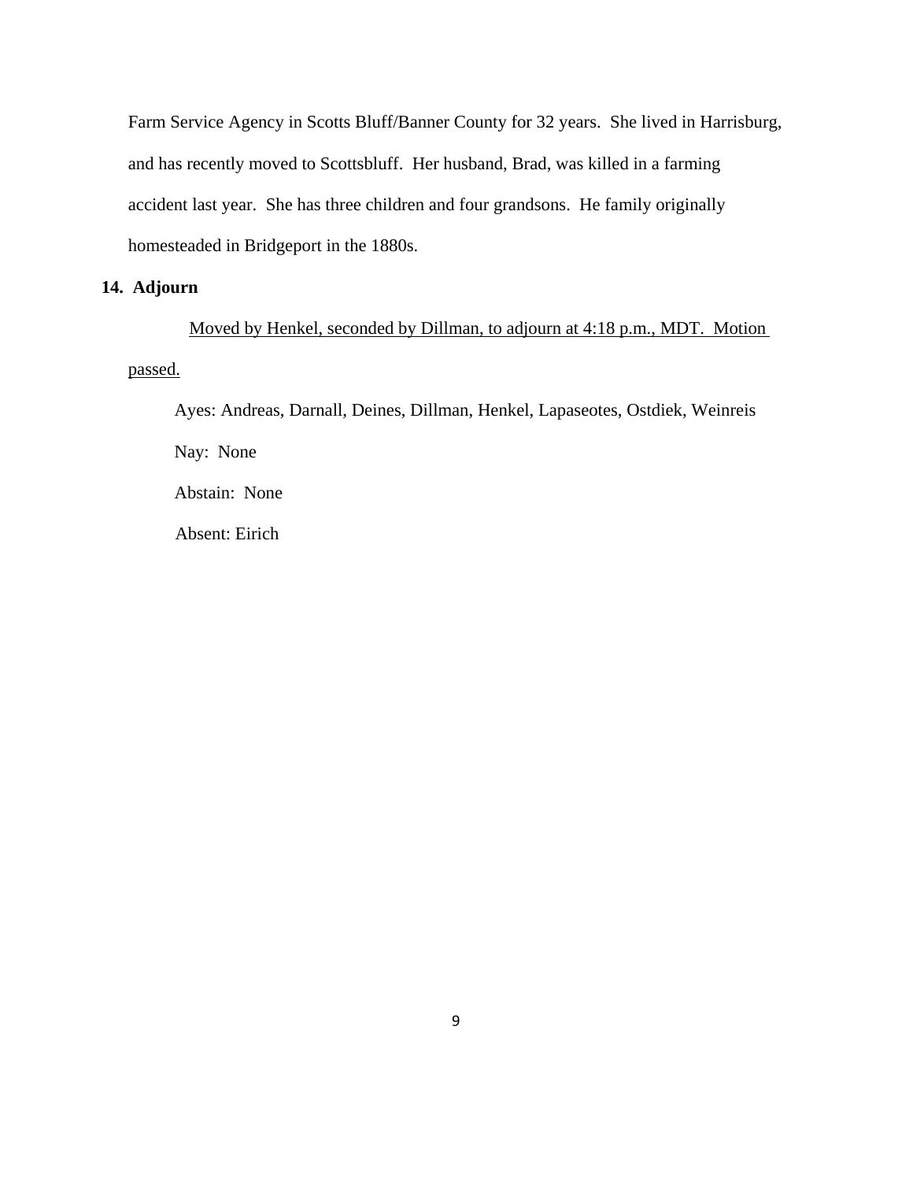Farm Service Agency in Scotts Bluff/Banner County for 32 years. She lived in Harrisburg, and has recently moved to Scottsbluff. Her husband, Brad, was killed in a farming accident last year. She has three children and four grandsons. He family originally homesteaded in Bridgeport in the 1880s.

**14. Adjourn**

Moved by Henkel, seconded by Dillman, to adjourn at 4:18 p.m., MDT. Motion passed.

Ayes: Andreas, Darnall, Deines, Dillman, Henkel, Lapaseotes, Ostdiek, Weinreis

Nay: None

Abstain: None

Absent: Eirich